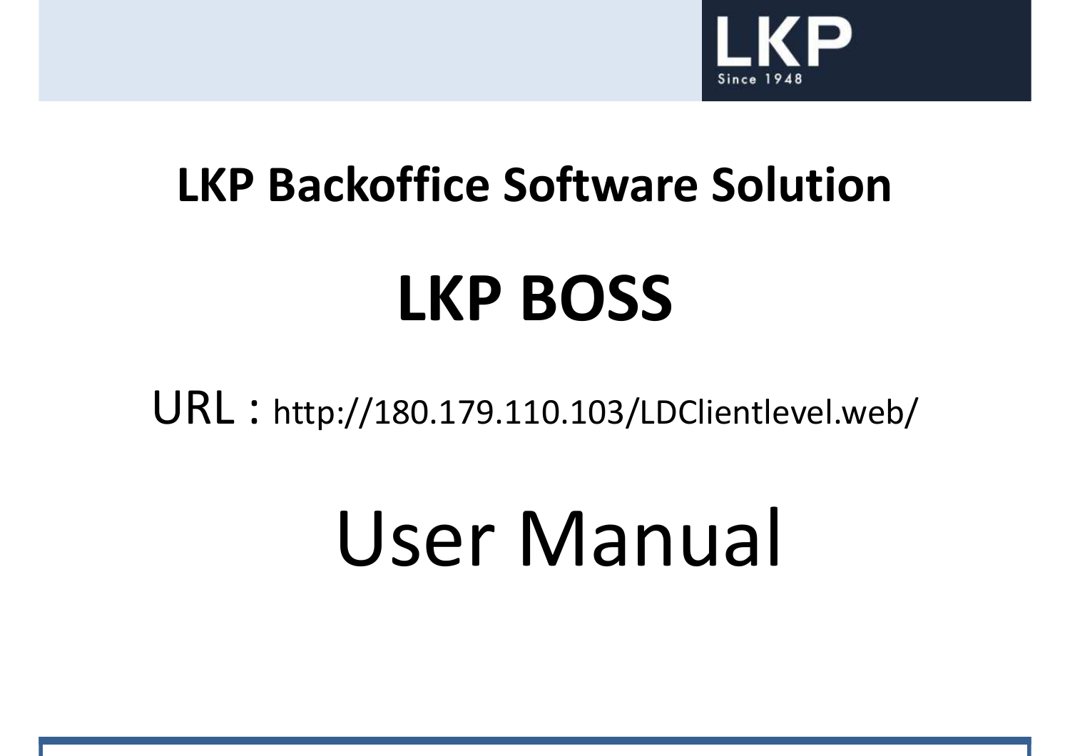LKP

Since 1948

# LKP Backoffice Software Solution

# LKP BOSS

URL : http://180.179.110.103/LDClientlevel.web/

# User Manual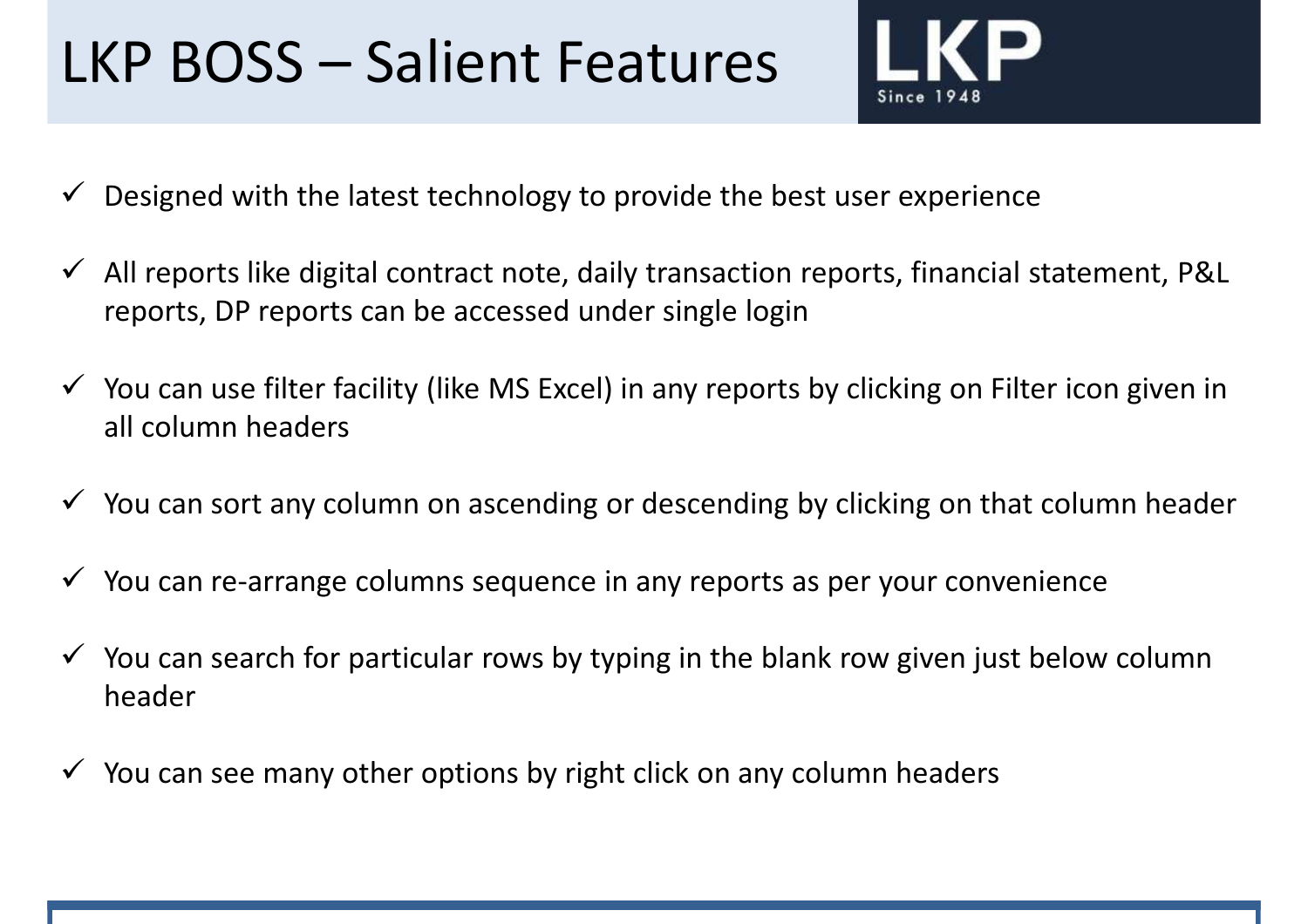# LKP BOSS – Salient Features

- ✓ Designed with the latest technology to provide the best user experience
- ✓ All reports like digital contract note, daily transaction reports, financial statement, P&L reports, DP reports can be accessed under single login
- ✓ You can use filter facility (like MS Excel) in any reports by clicking on Filter icon given in all column headers
- ✓ You can sort any column on ascending or descending by clicking on that column header
- ✓ You can re-arrange columns sequence in any reports as per your convenience
- ✓ You can search for particular rows by typing in the blank row given just below column header
- ✓ You can see many other options by right click on any column headers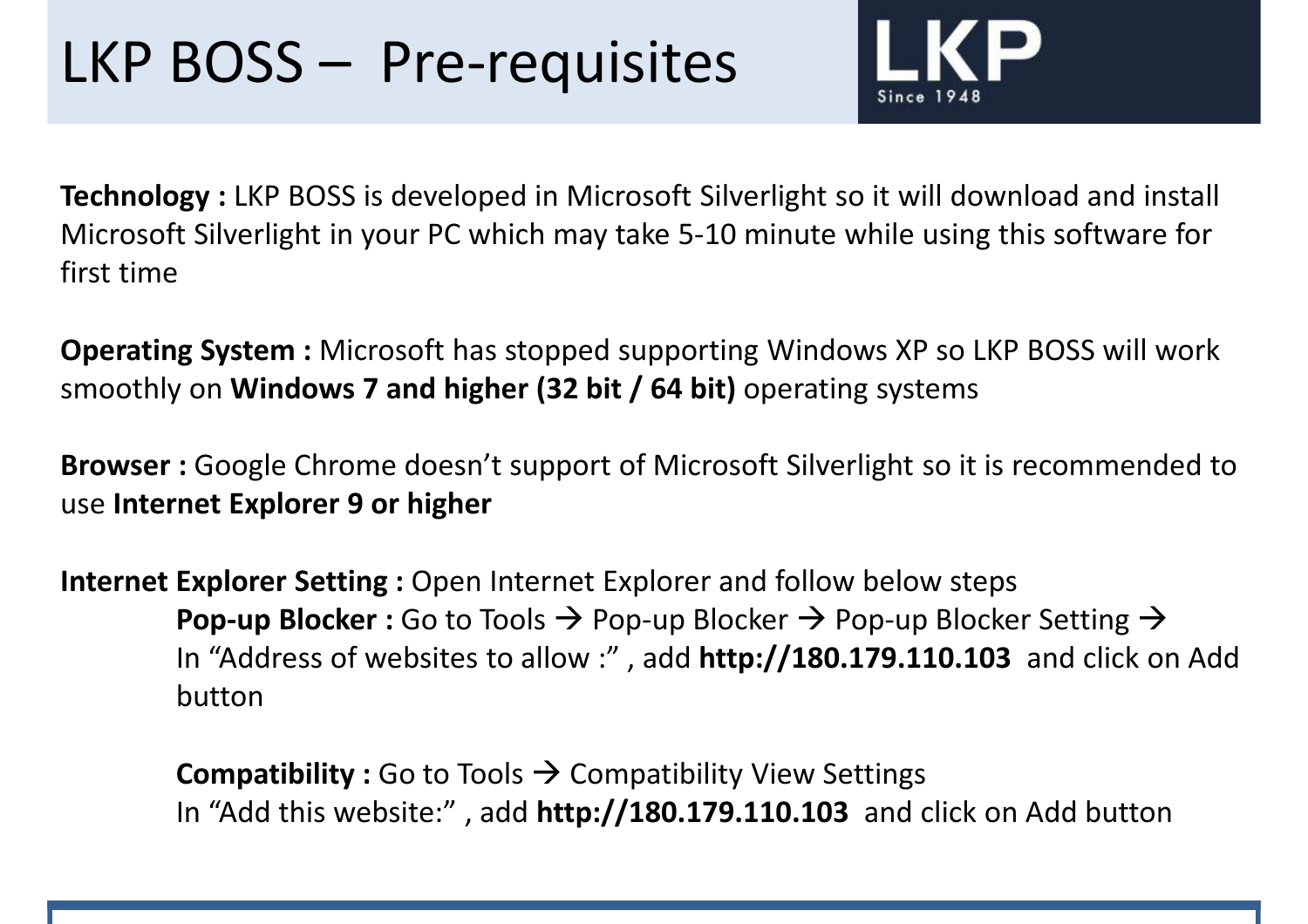# LKP BOSS – Pre-requisites

LKP
Since 1948

**Technology :** LKP BOSS is developed in Microsoft Silverlight so it will download and install Microsoft Silverlight in your PC which may take 5-10 minute while using this software for first time

**Operating System :** Microsoft has stopped supporting Windows XP so LKP BOSS will work smoothly on **Windows 7 and higher (32 bit / 64 bit)** operating systems

**Browser :** Google Chrome doesn't support of Microsoft Silverlight so it is recommended to use **Internet Explorer 9 or higher**

**Internet Explorer Setting :** Open Internet Explorer and follow below steps

> **Pop-up Blocker :** Go to Tools → Pop-up Blocker → Pop-up Blocker Setting → In "Address of websites to allow :" , add **http://180.179.110.103** and click on Add button
>
> **Compatibility :** Go to Tools → Compatibility View Settings
> In "Add this website:" , add **http://180.179.110.103** and click on Add button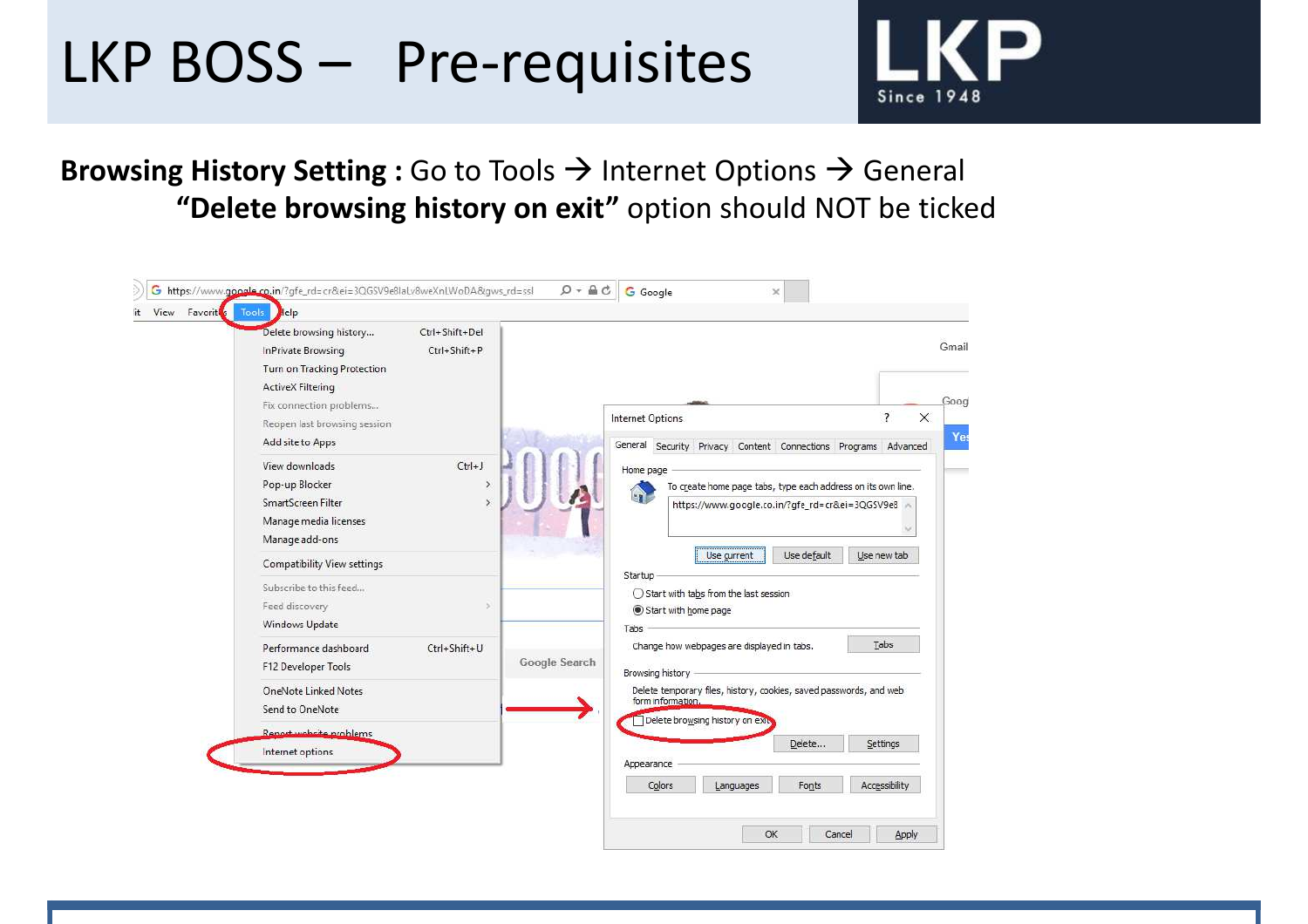# LKP BOSS – Pre-requisites

**Browsing History Setting :** Go to Tools → Internet Options → General

**"Delete browsing history on exit"** option should NOT be ticked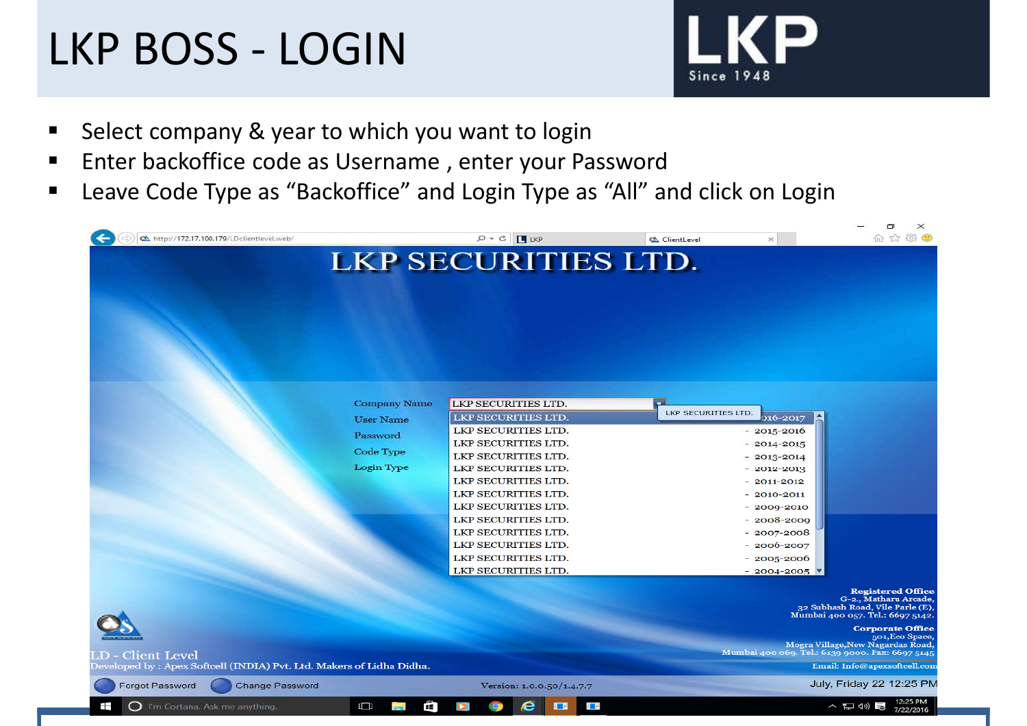# LKP BOSS - LOGIN

- Select company & year to which you want to login
- Enter backoffice code as Username , enter your Password
- Leave Code Type as “Backoffice” and Login Type as “All” and click on Login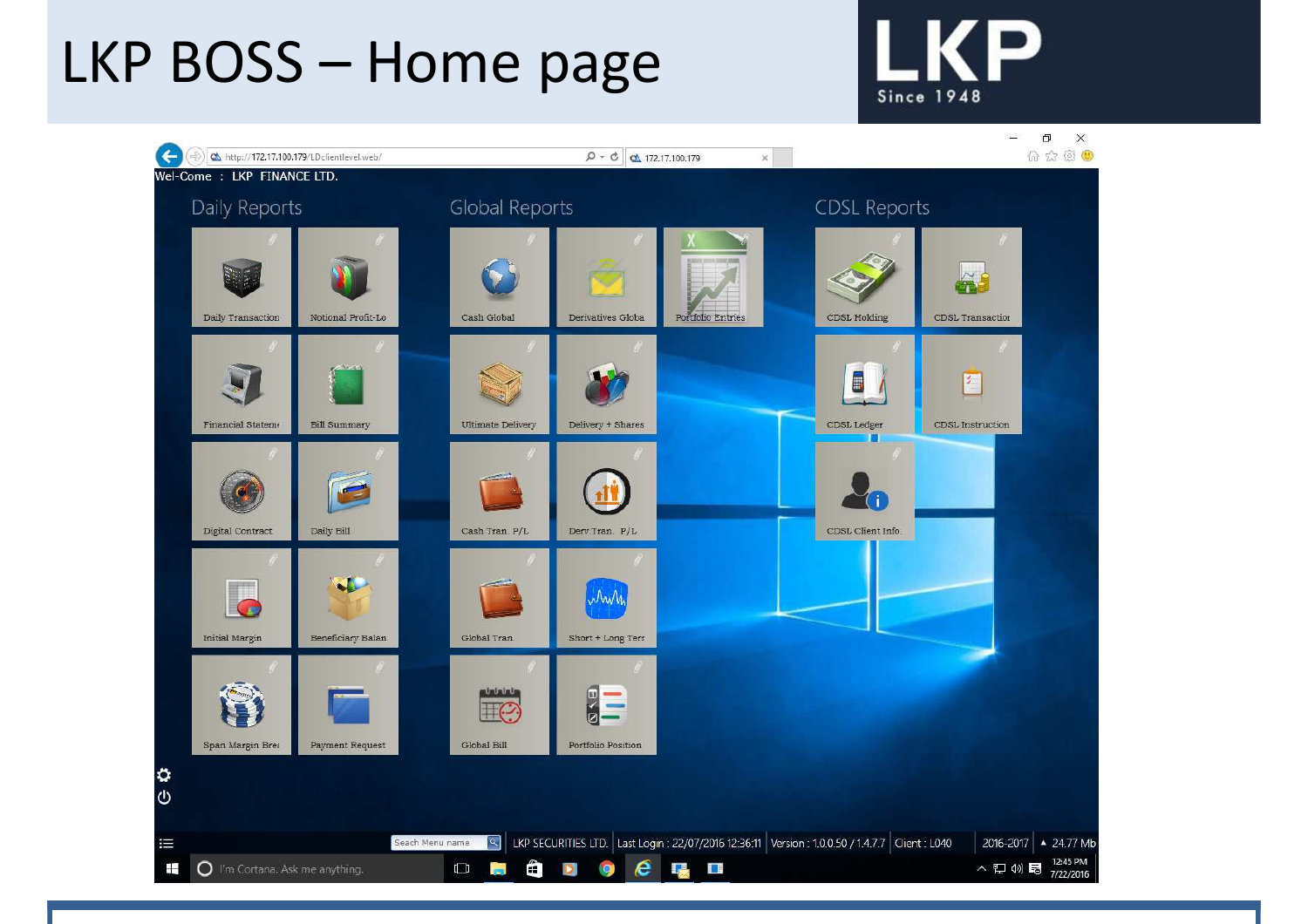# LKP BOSS – Home page

Wel-Come : LKP FINANCE LTD.

## Daily Reports

- Daily Transaction
- Notional Profit-Lo
- Financial Stateme
- Bill Summary
- Digital Contract
- Daily Bill
- Initial Margin
- Beneficiary Balan
- Span Margin Bre
- Payment Request

## Global Reports

- Cash Global
- Derivatives Globa
- Portfolio Entries
- Ultimate Delivery
- Delivery + Shares
- Cash Tran. P/L
- Derv Tran. P/L
- Global Tran.
- Short + Long Terr
- Global Bill
- Portfolio Position

## CDSL Reports

- CDSL Holding
- CDSL Transaction
- CDSL Ledger
- CDSL Instruction
- CDSL Client Info.

LKP SECURITIES LTD. | Last Login : 22/07/2016 12:36:11 | Version : 1.0.0.50 / 1.4.7.7 | Client : L040 | 2016-2017 | 24.77 Mb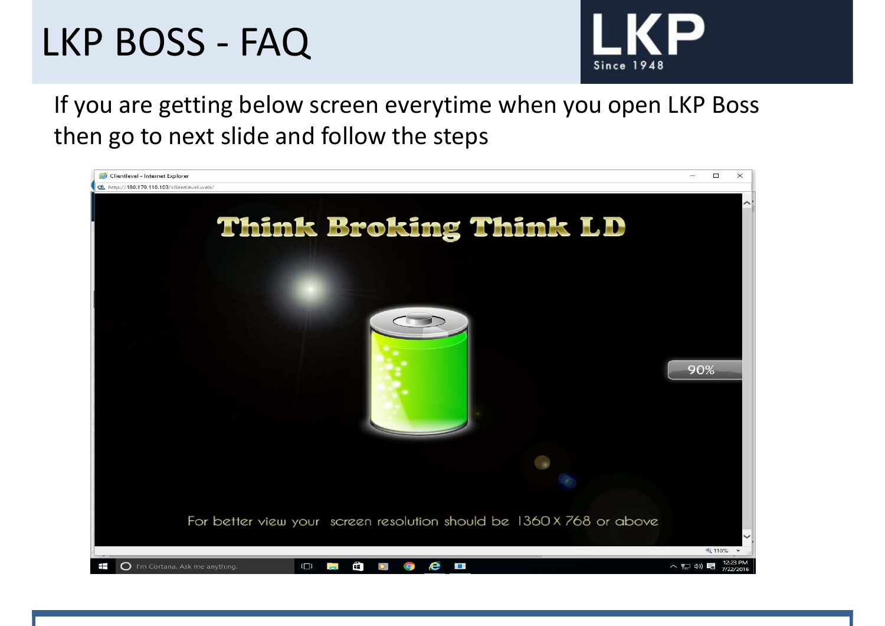# LKP BOSS - FAQ

If you are getting below screen everytime when you open LKP Boss then go to next slide and follow the steps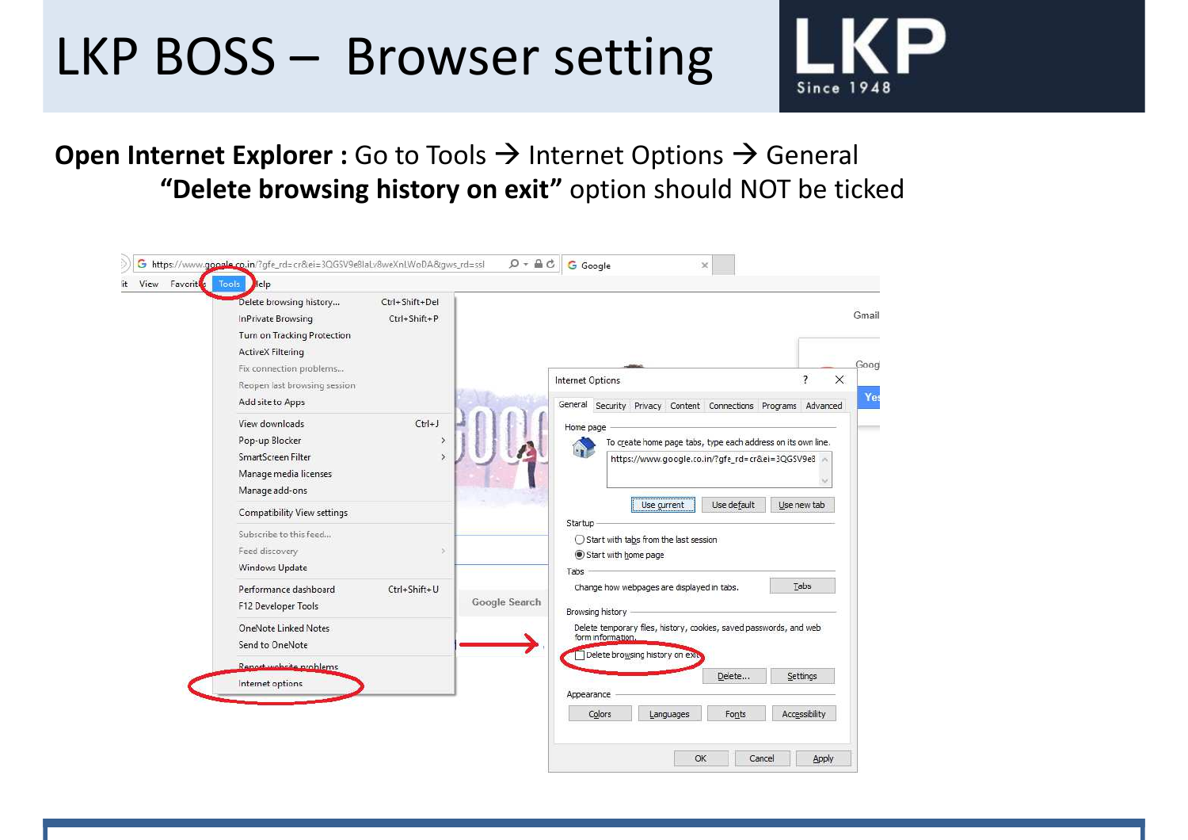# LKP BOSS – Browser setting

**Open Internet Explorer :** Go to Tools → Internet Options → General

**"Delete browsing history on exit"** option should NOT be ticked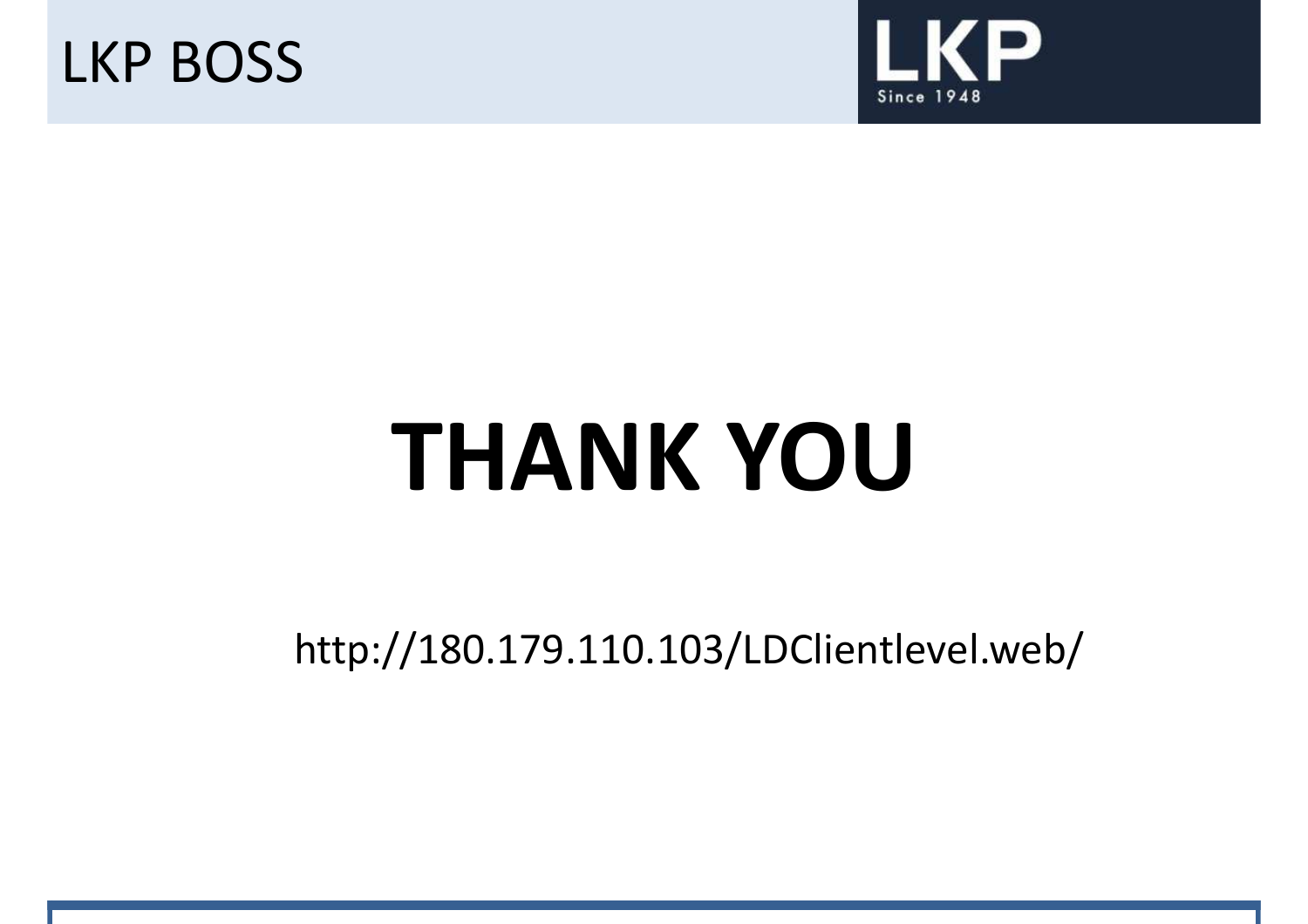# THANK YOU

http://180.179.110.103/LDClientlevel.web/